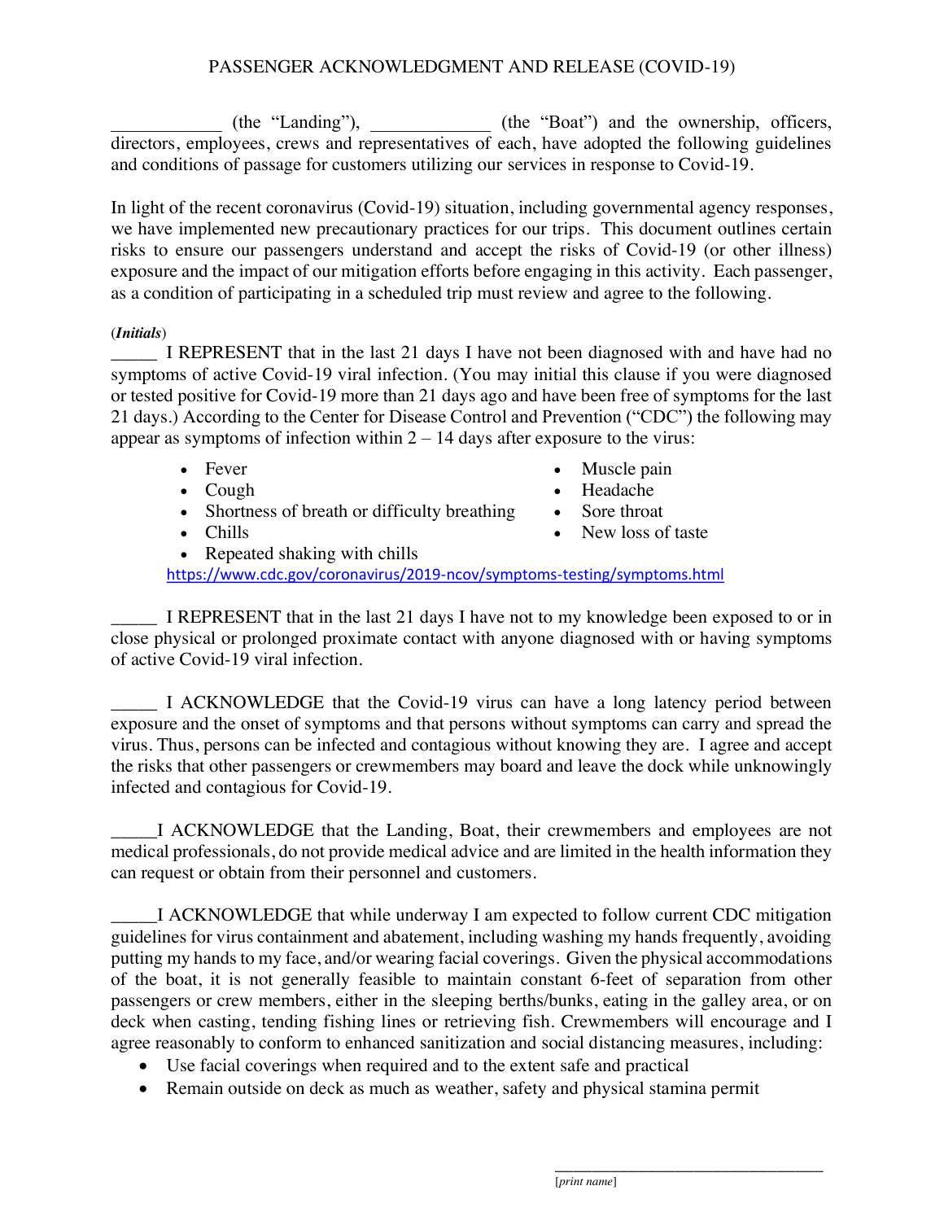PASSENGER ACKNOWLEDGMENT AND RELEASE (COVID-19)

____________ (the "Landing"), _____________ (the "Boat") and the ownership, officers, directors, employees, crews and representatives of each, have adopted the following guidelines and conditions of passage for customers utilizing our services in response to Covid-19.

In light of the recent coronavirus (Covid-19) situation, including governmental agency responses, we have implemented new precautionary practices for our trips. This document outlines certain risks to ensure our passengers understand and accept the risks of Covid-19 (or other illness) exposure and the impact of our mitigation efforts before engaging in this activity. Each passenger, as a condition of participating in a scheduled trip must review and agree to the following.

(***Initials***)

_____ I REPRESENT that in the last 21 days I have not been diagnosed with and have had no symptoms of active Covid-19 viral infection. (You may initial this clause if you were diagnosed or tested positive for Covid-19 more than 21 days ago and have been free of symptoms for the last 21 days.) According to the Center for Disease Control and Prevention ("CDC") the following may appear as symptoms of infection within 2 – 14 days after exposure to the virus:

- Fever
- Cough
- Shortness of breath or difficulty breathing
- Chills
- Repeated shaking with chills
- Muscle pain
- Headache
- Sore throat
- New loss of taste

https://www.cdc.gov/coronavirus/2019-ncov/symptoms-testing/symptoms.html

_____ I REPRESENT that in the last 21 days I have not to my knowledge been exposed to or in close physical or prolonged proximate contact with anyone diagnosed with or having symptoms of active Covid-19 viral infection.

_____ I ACKNOWLEDGE that the Covid-19 virus can have a long latency period between exposure and the onset of symptoms and that persons without symptoms can carry and spread the virus. Thus, persons can be infected and contagious without knowing they are. I agree and accept the risks that other passengers or crewmembers may board and leave the dock while unknowingly infected and contagious for Covid-19.

_____I ACKNOWLEDGE that the Landing, Boat, their crewmembers and employees are not medical professionals, do not provide medical advice and are limited in the health information they can request or obtain from their personnel and customers.

_____I ACKNOWLEDGE that while underway I am expected to follow current CDC mitigation guidelines for virus containment and abatement, including washing my hands frequently, avoiding putting my hands to my face, and/or wearing facial coverings. Given the physical accommodations of the boat, it is not generally feasible to maintain constant 6-feet of separation from other passengers or crew members, either in the sleeping berths/bunks, eating in the galley area, or on deck when casting, tending fishing lines or retrieving fish. Crewmembers will encourage and I agree reasonably to conform to enhanced sanitization and social distancing measures, including:

- Use facial coverings when required and to the extent safe and practical
- Remain outside on deck as much as weather, safety and physical stamina permit

______________________________
[*print name*]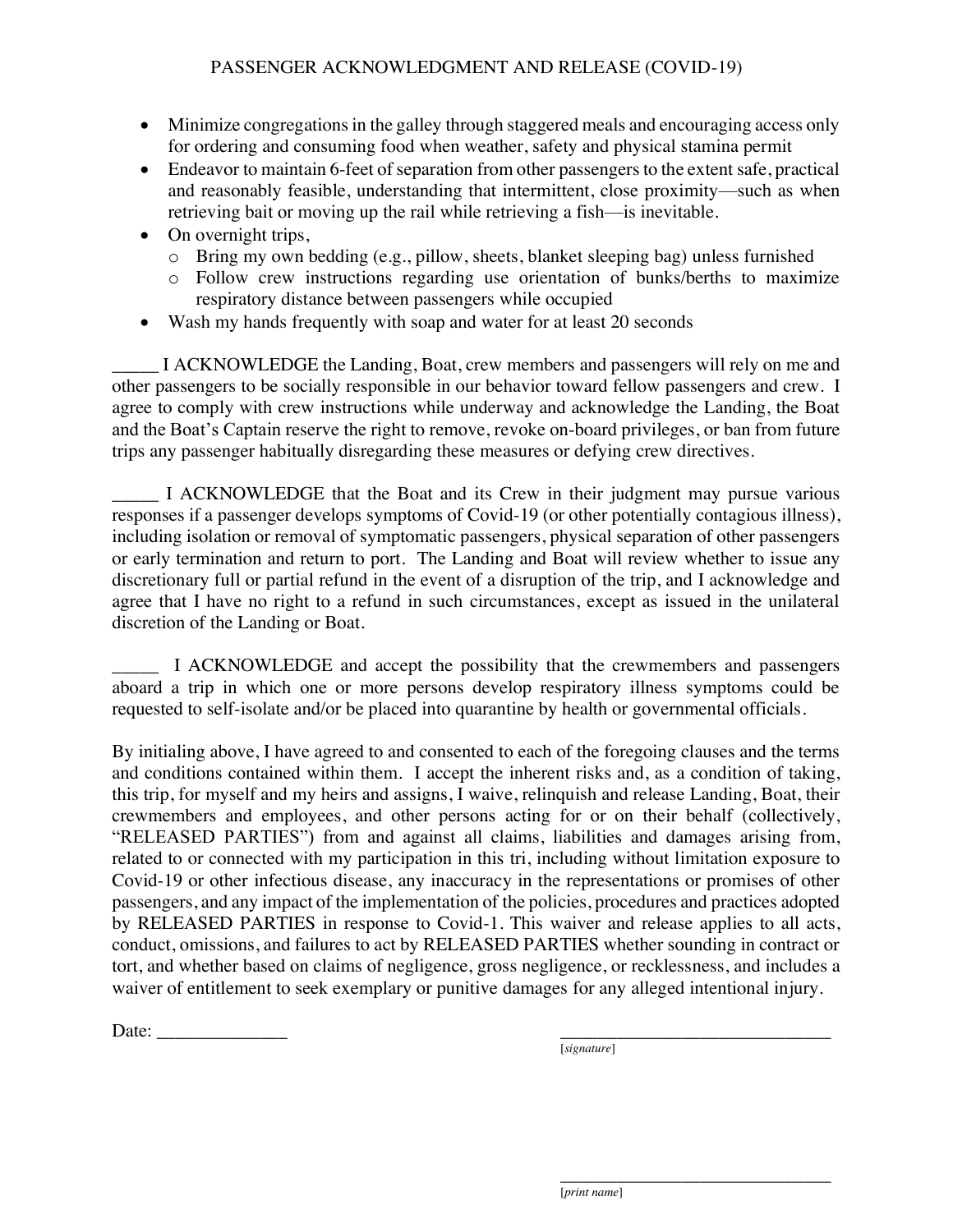PASSENGER ACKNOWLEDGMENT AND RELEASE (COVID-19)

- Minimize congregations in the galley through staggered meals and encouraging access only for ordering and consuming food when weather, safety and physical stamina permit
- Endeavor to maintain 6-feet of separation from other passengers to the extent safe, practical and reasonably feasible, understanding that intermittent, close proximity—such as when retrieving bait or moving up the rail while retrieving a fish—is inevitable.
- On overnight trips,
  - Bring my own bedding (e.g., pillow, sheets, blanket sleeping bag) unless furnished
  - Follow crew instructions regarding use orientation of bunks/berths to maximize respiratory distance between passengers while occupied
- Wash my hands frequently with soap and water for at least 20 seconds

_____ I ACKNOWLEDGE the Landing, Boat, crew members and passengers will rely on me and other passengers to be socially responsible in our behavior toward fellow passengers and crew. I agree to comply with crew instructions while underway and acknowledge the Landing, the Boat and the Boat's Captain reserve the right to remove, revoke on-board privileges, or ban from future trips any passenger habitually disregarding these measures or defying crew directives.

_____ I ACKNOWLEDGE that the Boat and its Crew in their judgment may pursue various responses if a passenger develops symptoms of Covid-19 (or other potentially contagious illness), including isolation or removal of symptomatic passengers, physical separation of other passengers or early termination and return to port. The Landing and Boat will review whether to issue any discretionary full or partial refund in the event of a disruption of the trip, and I acknowledge and agree that I have no right to a refund in such circumstances, except as issued in the unilateral discretion of the Landing or Boat.

_____ I ACKNOWLEDGE and accept the possibility that the crewmembers and passengers aboard a trip in which one or more persons develop respiratory illness symptoms could be requested to self-isolate and/or be placed into quarantine by health or governmental officials.

By initialing above, I have agreed to and consented to each of the foregoing clauses and the terms and conditions contained within them. I accept the inherent risks and, as a condition of taking, this trip, for myself and my heirs and assigns, I waive, relinquish and release Landing, Boat, their crewmembers and employees, and other persons acting for or on their behalf (collectively, "RELEASED PARTIES") from and against all claims, liabilities and damages arising from, related to or connected with my participation in this tri, including without limitation exposure to Covid-19 or other infectious disease, any inaccuracy in the representations or promises of other passengers, and any impact of the implementation of the policies, procedures and practices adopted by RELEASED PARTIES in response to Covid-1. This waiver and release applies to all acts, conduct, omissions, and failures to act by RELEASED PARTIES whether sounding in contract or tort, and whether based on claims of negligence, gross negligence, or recklessness, and includes a waiver of entitlement to seek exemplary or punitive damages for any alleged intentional injury.

Date: ______________

_______________________________
[*signature*]

_______________________________
[*print name*]